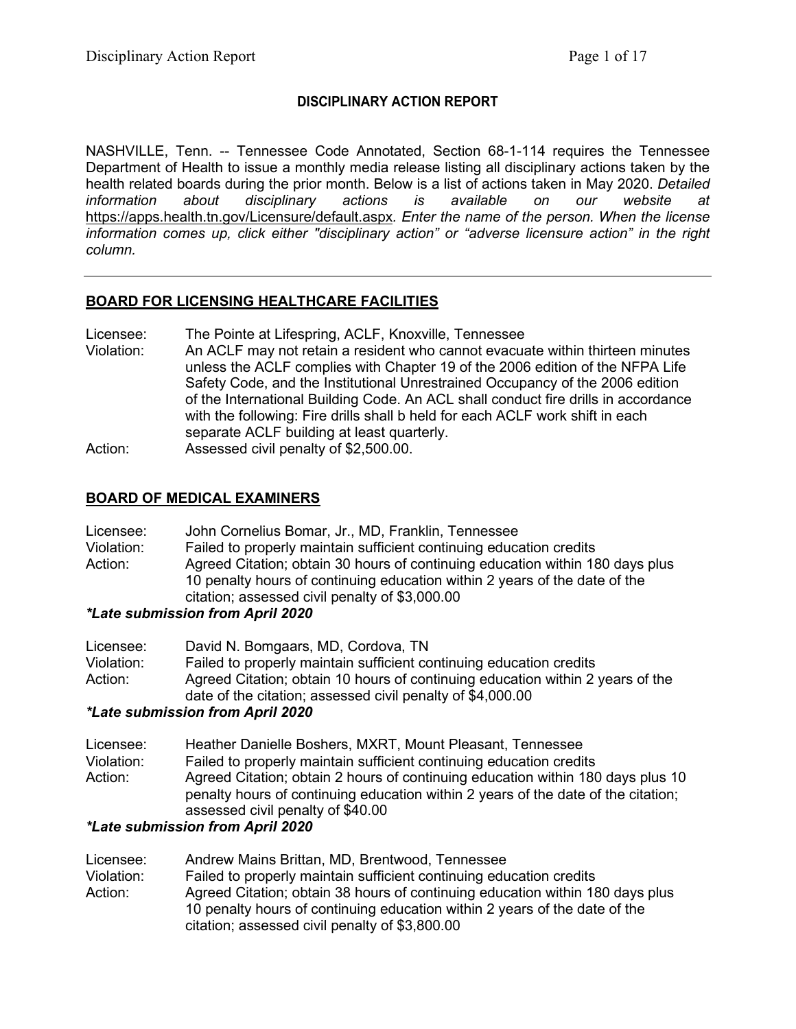## DISCIPLINARY ACTION REPORT

NASHVILLE, Tenn. -- Tennessee Code Annotated, Section 68-1-114 requires the Tennessee Department of Health to issue a monthly media release listing all disciplinary actions taken by the health related boards during the prior month. Below is a list of actions taken in May 2020. *Detailed information about disciplinary actions is available on our website at* https://apps.health.tn.gov/Licensure/default.aspx. *Enter the name of the person. When the license information comes up, click either "disciplinary action" or "adverse licensure action" in the right column.*

---

### BOARD FOR LICENSING HEALTHCARE FACILITIES

Licensee: The Pointe at Lifespring, ACLF, Knoxville, Tennessee
Violation: An ACLF may not retain a resident who cannot evacuate within thirteen minutes unless the ACLF complies with Chapter 19 of the 2006 edition of the NFPA Life Safety Code, and the Institutional Unrestrained Occupancy of the 2006 edition of the International Building Code. An ACL shall conduct fire drills in accordance with the following: Fire drills shall b held for each ACLF work shift in each separate ACLF building at least quarterly.
Action: Assessed civil penalty of $2,500.00.

### BOARD OF MEDICAL EXAMINERS

Licensee: John Cornelius Bomar, Jr., MD, Franklin, Tennessee
Violation: Failed to properly maintain sufficient continuing education credits
Action: Agreed Citation; obtain 30 hours of continuing education within 180 days plus 10 penalty hours of continuing education within 2 years of the date of the citation; assessed civil penalty of $3,000.00

***Late submission from April 2020***

Licensee: David N. Bomgaars, MD, Cordova, TN
Violation: Failed to properly maintain sufficient continuing education credits
Action: Agreed Citation; obtain 10 hours of continuing education within 2 years of the date of the citation; assessed civil penalty of $4,000.00

***Late submission from April 2020***

Licensee: Heather Danielle Boshers, MXRT, Mount Pleasant, Tennessee
Violation: Failed to properly maintain sufficient continuing education credits
Action: Agreed Citation; obtain 2 hours of continuing education within 180 days plus 10 penalty hours of continuing education within 2 years of the date of the citation; assessed civil penalty of $40.00

***Late submission from April 2020***

Licensee: Andrew Mains Brittan, MD, Brentwood, Tennessee
Violation: Failed to properly maintain sufficient continuing education credits
Action: Agreed Citation; obtain 38 hours of continuing education within 180 days plus 10 penalty hours of continuing education within 2 years of the date of the citation; assessed civil penalty of $3,800.00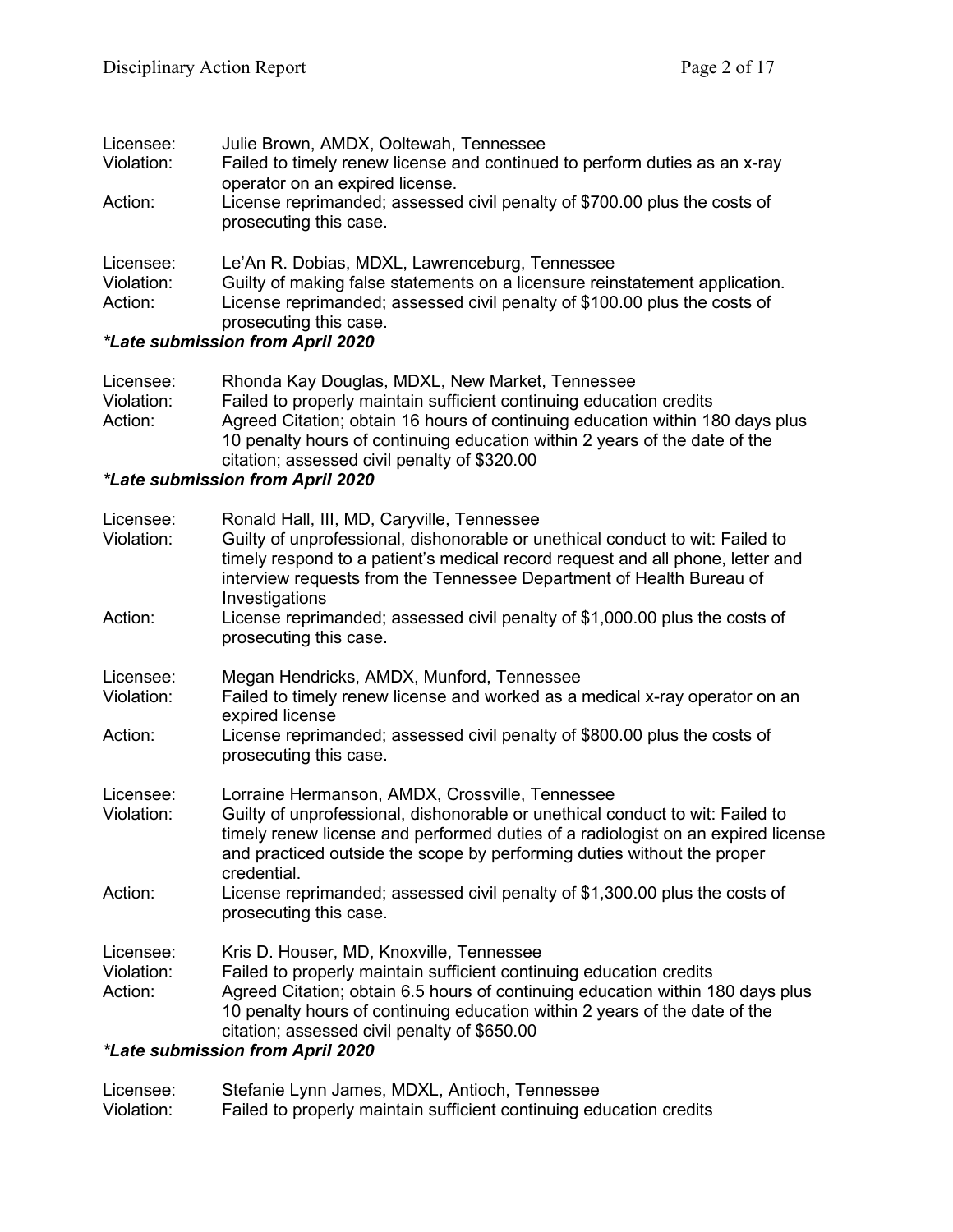Licensee: Julie Brown, AMDX, Ooltewah, Tennessee
Violation: Failed to timely renew license and continued to perform duties as an x-ray operator on an expired license.
Action: License reprimanded; assessed civil penalty of $700.00 plus the costs of prosecuting this case.

Licensee: Le'An R. Dobias, MDXL, Lawrenceburg, Tennessee
Violation: Guilty of making false statements on a licensure reinstatement application.
Action: License reprimanded; assessed civil penalty of $100.00 plus the costs of prosecuting this case.

***Late submission from April 2020***

Licensee: Rhonda Kay Douglas, MDXL, New Market, Tennessee
Violation: Failed to properly maintain sufficient continuing education credits
Action: Agreed Citation; obtain 16 hours of continuing education within 180 days plus 10 penalty hours of continuing education within 2 years of the date of the citation; assessed civil penalty of $320.00

***Late submission from April 2020***

Licensee: Ronald Hall, III, MD, Caryville, Tennessee
Violation: Guilty of unprofessional, dishonorable or unethical conduct to wit: Failed to timely respond to a patient's medical record request and all phone, letter and interview requests from the Tennessee Department of Health Bureau of Investigations
Action: License reprimanded; assessed civil penalty of $1,000.00 plus the costs of prosecuting this case.

Licensee: Megan Hendricks, AMDX, Munford, Tennessee
Violation: Failed to timely renew license and worked as a medical x-ray operator on an expired license
Action: License reprimanded; assessed civil penalty of $800.00 plus the costs of prosecuting this case.

Licensee: Lorraine Hermanson, AMDX, Crossville, Tennessee
Violation: Guilty of unprofessional, dishonorable or unethical conduct to wit: Failed to timely renew license and performed duties of a radiologist on an expired license and practiced outside the scope by performing duties without the proper credential.
Action: License reprimanded; assessed civil penalty of $1,300.00 plus the costs of prosecuting this case.

Licensee: Kris D. Houser, MD, Knoxville, Tennessee
Violation: Failed to properly maintain sufficient continuing education credits
Action: Agreed Citation; obtain 6.5 hours of continuing education within 180 days plus 10 penalty hours of continuing education within 2 years of the date of the citation; assessed civil penalty of $650.00

***Late submission from April 2020***

Licensee: Stefanie Lynn James, MDXL, Antioch, Tennessee
Violation: Failed to properly maintain sufficient continuing education credits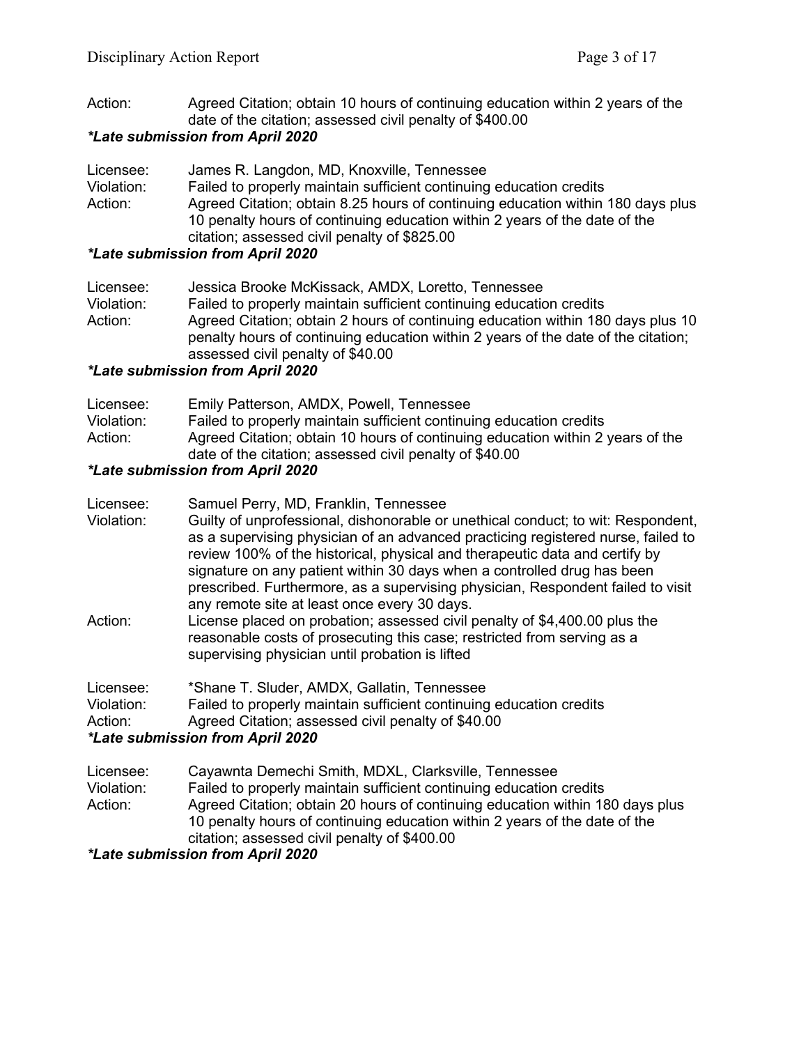Action: Agreed Citation; obtain 10 hours of continuing education within 2 years of the date of the citation; assessed civil penalty of $400.00

***Late submission from April 2020**

Licensee: James R. Langdon, MD, Knoxville, Tennessee
Violation: Failed to properly maintain sufficient continuing education credits
Action: Agreed Citation; obtain 8.25 hours of continuing education within 180 days plus 10 penalty hours of continuing education within 2 years of the date of the citation; assessed civil penalty of $825.00

***Late submission from April 2020**

Licensee: Jessica Brooke McKissack, AMDX, Loretto, Tennessee
Violation: Failed to properly maintain sufficient continuing education credits
Action: Agreed Citation; obtain 2 hours of continuing education within 180 days plus 10 penalty hours of continuing education within 2 years of the date of the citation; assessed civil penalty of $40.00

***Late submission from April 2020**

Licensee: Emily Patterson, AMDX, Powell, Tennessee
Violation: Failed to properly maintain sufficient continuing education credits
Action: Agreed Citation; obtain 10 hours of continuing education within 2 years of the date of the citation; assessed civil penalty of $40.00

***Late submission from April 2020**

Licensee: Samuel Perry, MD, Franklin, Tennessee
Violation: Guilty of unprofessional, dishonorable or unethical conduct; to wit: Respondent, as a supervising physician of an advanced practicing registered nurse, failed to review 100% of the historical, physical and therapeutic data and certify by signature on any patient within 30 days when a controlled drug has been prescribed. Furthermore, as a supervising physician, Respondent failed to visit any remote site at least once every 30 days.
Action: License placed on probation; assessed civil penalty of $4,400.00 plus the reasonable costs of prosecuting this case; restricted from serving as a supervising physician until probation is lifted

Licensee: *Shane T. Sluder, AMDX, Gallatin, Tennessee
Violation: Failed to properly maintain sufficient continuing education credits
Action: Agreed Citation; assessed civil penalty of $40.00

***Late submission from April 2020**

Licensee: Cayawnta Demechi Smith, MDXL, Clarksville, Tennessee
Violation: Failed to properly maintain sufficient continuing education credits
Action: Agreed Citation; obtain 20 hours of continuing education within 180 days plus 10 penalty hours of continuing education within 2 years of the date of the citation; assessed civil penalty of $400.00

***Late submission from April 2020**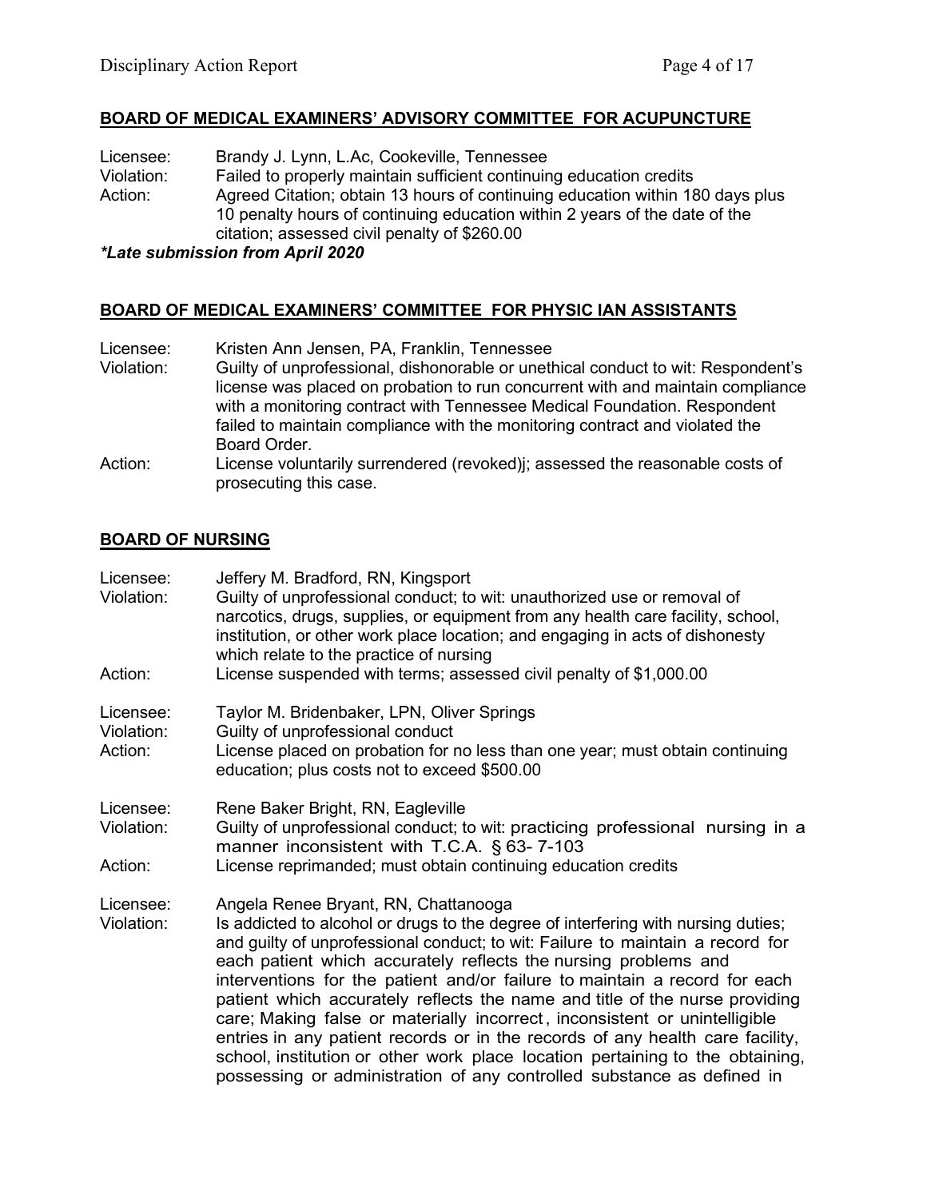## BOARD OF MEDICAL EXAMINERS' ADVISORY COMMITTEE FOR ACUPUNCTURE

Licensee: Brandy J. Lynn, L.Ac, Cookeville, Tennessee
Violation: Failed to properly maintain sufficient continuing education credits
Action: Agreed Citation; obtain 13 hours of continuing education within 180 days plus 10 penalty hours of continuing education within 2 years of the date of the citation; assessed civil penalty of $260.00

***Late submission from April 2020***

## BOARD OF MEDICAL EXAMINERS' COMMITTEE FOR PHYSIC IAN ASSISTANTS

Licensee: Kristen Ann Jensen, PA, Franklin, Tennessee
Violation: Guilty of unprofessional, dishonorable or unethical conduct to wit: Respondent's license was placed on probation to run concurrent with and maintain compliance with a monitoring contract with Tennessee Medical Foundation. Respondent failed to maintain compliance with the monitoring contract and violated the Board Order.
Action: License voluntarily surrendered (revoked)j; assessed the reasonable costs of prosecuting this case.

## BOARD OF NURSING

Licensee: Jeffery M. Bradford, RN, Kingsport
Violation: Guilty of unprofessional conduct; to wit: unauthorized use or removal of narcotics, drugs, supplies, or equipment from any health care facility, school, institution, or other work place location; and engaging in acts of dishonesty which relate to the practice of nursing
Action: License suspended with terms; assessed civil penalty of $1,000.00

Licensee: Taylor M. Bridenbaker, LPN, Oliver Springs
Violation: Guilty of unprofessional conduct
Action: License placed on probation for no less than one year; must obtain continuing education; plus costs not to exceed $500.00

Licensee: Rene Baker Bright, RN, Eagleville
Violation: Guilty of unprofessional conduct; to wit: practicing professional nursing in a manner inconsistent with T.C.A. § 63- 7-103
Action: License reprimanded; must obtain continuing education credits

Licensee: Angela Renee Bryant, RN, Chattanooga
Violation: Is addicted to alcohol or drugs to the degree of interfering with nursing duties; and guilty of unprofessional conduct; to wit: Failure to maintain a record for each patient which accurately reflects the nursing problems and interventions for the patient and/or failure to maintain a record for each patient which accurately reflects the name and title of the nurse providing care; Making false or materially incorrect, inconsistent or unintelligible entries in any patient records or in the records of any health care facility, school, institution or other work place location pertaining to the obtaining, possessing or administration of any controlled substance as defined in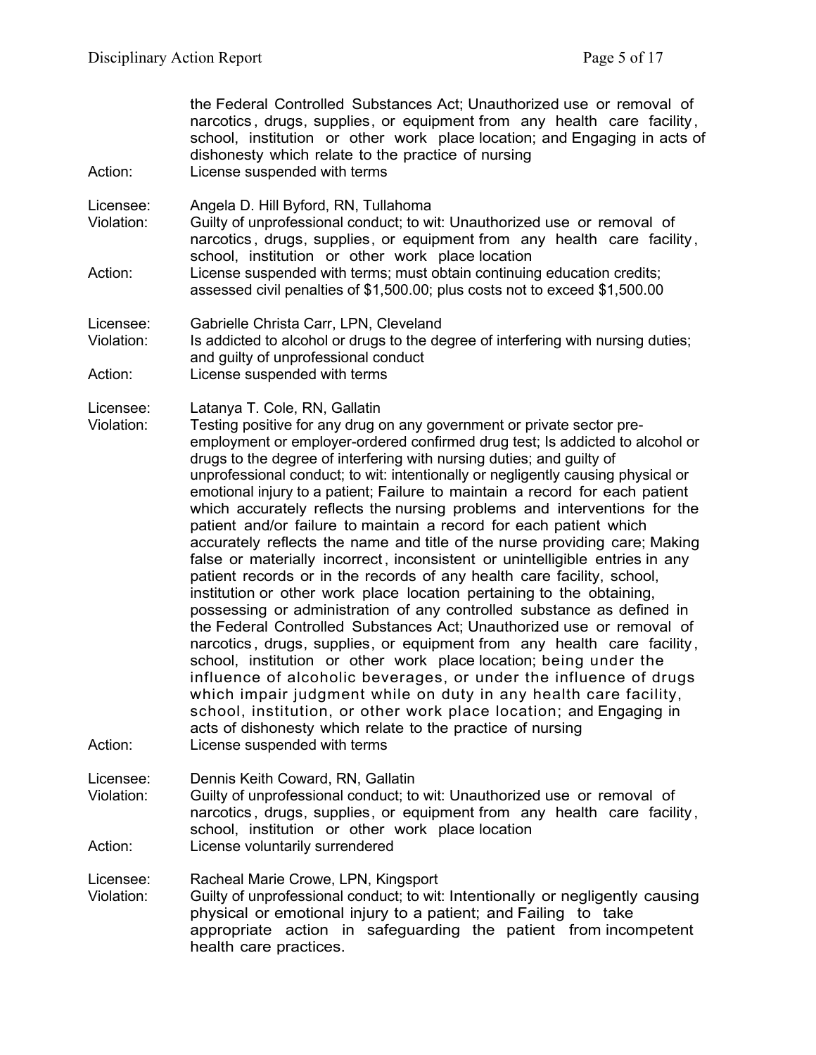the Federal Controlled Substances Act; Unauthorized use or removal of narcotics, drugs, supplies, or equipment from any health care facility, school, institution or other work place location; and Engaging in acts of dishonesty which relate to the practice of nursing

Action: License suspended with terms

Licensee: Angela D. Hill Byford, RN, Tullahoma
Violation: Guilty of unprofessional conduct; to wit: Unauthorized use or removal of narcotics, drugs, supplies, or equipment from any health care facility, school, institution or other work place location
Action: License suspended with terms; must obtain continuing education credits; assessed civil penalties of $1,500.00; plus costs not to exceed $1,500.00

Licensee: Gabrielle Christa Carr, LPN, Cleveland
Violation: Is addicted to alcohol or drugs to the degree of interfering with nursing duties; and guilty of unprofessional conduct
Action: License suspended with terms

Licensee: Latanya T. Cole, RN, Gallatin
Violation: Testing positive for any drug on any government or private sector pre-employment or employer-ordered confirmed drug test; Is addicted to alcohol or drugs to the degree of interfering with nursing duties; and guilty of unprofessional conduct; to wit: intentionally or negligently causing physical or emotional injury to a patient; Failure to maintain a record for each patient which accurately reflects the nursing problems and interventions for the patient and/or failure to maintain a record for each patient which accurately reflects the name and title of the nurse providing care; Making false or materially incorrect, inconsistent or unintelligible entries in any patient records or in the records of any health care facility, school, institution or other work place location pertaining to the obtaining, possessing or administration of any controlled substance as defined in the Federal Controlled Substances Act; Unauthorized use or removal of narcotics, drugs, supplies, or equipment from any health care facility, school, institution or other work place location; being under the influence of alcoholic beverages, or under the influence of drugs which impair judgment while on duty in any health care facility, school, institution, or other work place location; and Engaging in acts of dishonesty which relate to the practice of nursing
Action: License suspended with terms

Licensee: Dennis Keith Coward, RN, Gallatin
Violation: Guilty of unprofessional conduct; to wit: Unauthorized use or removal of narcotics, drugs, supplies, or equipment from any health care facility, school, institution or other work place location
Action: License voluntarily surrendered

Licensee: Racheal Marie Crowe, LPN, Kingsport
Violation: Guilty of unprofessional conduct; to wit: Intentionally or negligently causing physical or emotional injury to a patient; and Failing to take appropriate action in safeguarding the patient from incompetent health care practices.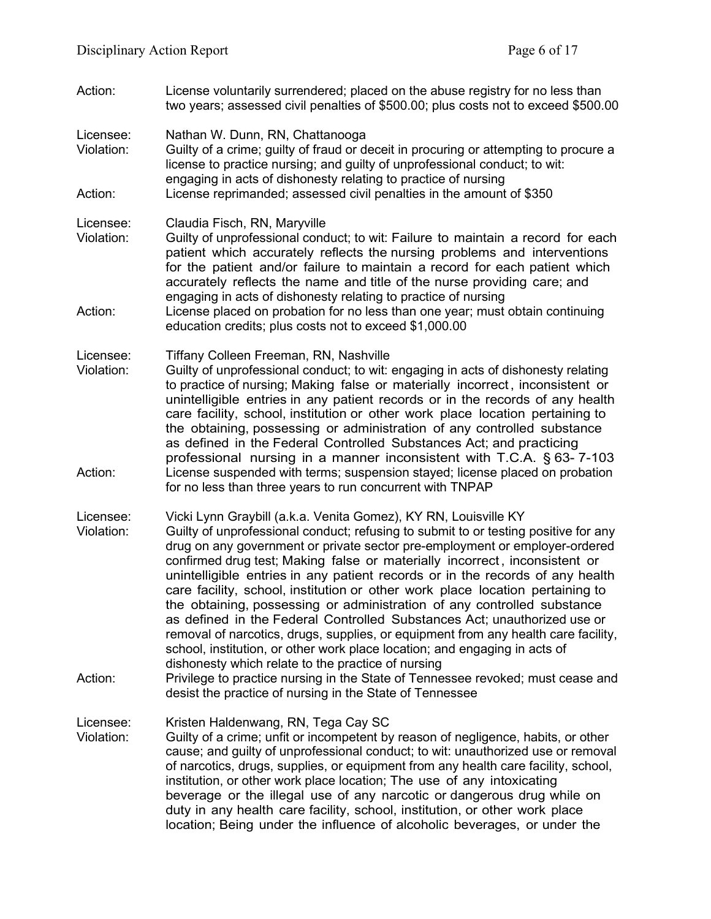Action: License voluntarily surrendered; placed on the abuse registry for no less than two years; assessed civil penalties of $500.00; plus costs not to exceed $500.00

Licensee: Nathan W. Dunn, RN, Chattanooga
Violation: Guilty of a crime; guilty of fraud or deceit in procuring or attempting to procure a license to practice nursing; and guilty of unprofessional conduct; to wit: engaging in acts of dishonesty relating to practice of nursing
Action: License reprimanded; assessed civil penalties in the amount of $350

Licensee: Claudia Fisch, RN, Maryville
Violation: Guilty of unprofessional conduct; to wit: Failure to maintain a record for each patient which accurately reflects the nursing problems and interventions for the patient and/or failure to maintain a record for each patient which accurately reflects the name and title of the nurse providing care; and engaging in acts of dishonesty relating to practice of nursing
Action: License placed on probation for no less than one year; must obtain continuing education credits; plus costs not to exceed $1,000.00

Licensee: Tiffany Colleen Freeman, RN, Nashville
Violation: Guilty of unprofessional conduct; to wit: engaging in acts of dishonesty relating to practice of nursing; Making false or materially incorrect, inconsistent or unintelligible entries in any patient records or in the records of any health care facility, school, institution or other work place location pertaining to the obtaining, possessing or administration of any controlled substance as defined in the Federal Controlled Substances Act; and practicing professional nursing in a manner inconsistent with T.C.A. § 63- 7-103
Action: License suspended with terms; suspension stayed; license placed on probation for no less than three years to run concurrent with TNPAP

Licensee: Vicki Lynn Graybill (a.k.a. Venita Gomez), KY RN, Louisville KY
Violation: Guilty of unprofessional conduct; refusing to submit to or testing positive for any drug on any government or private sector pre-employment or employer-ordered confirmed drug test; Making false or materially incorrect, inconsistent or unintelligible entries in any patient records or in the records of any health care facility, school, institution or other work place location pertaining to the obtaining, possessing or administration of any controlled substance as defined in the Federal Controlled Substances Act; unauthorized use or removal of narcotics, drugs, supplies, or equipment from any health care facility, school, institution, or other work place location; and engaging in acts of dishonesty which relate to the practice of nursing
Action: Privilege to practice nursing in the State of Tennessee revoked; must cease and desist the practice of nursing in the State of Tennessee

Licensee: Kristen Haldenwang, RN, Tega Cay SC
Violation: Guilty of a crime; unfit or incompetent by reason of negligence, habits, or other cause; and guilty of unprofessional conduct; to wit: unauthorized use or removal of narcotics, drugs, supplies, or equipment from any health care facility, school, institution, or other work place location; The use of any intoxicating beverage or the illegal use of any narcotic or dangerous drug while on duty in any health care facility, school, institution, or other work place location; Being under the influence of alcoholic beverages, or under the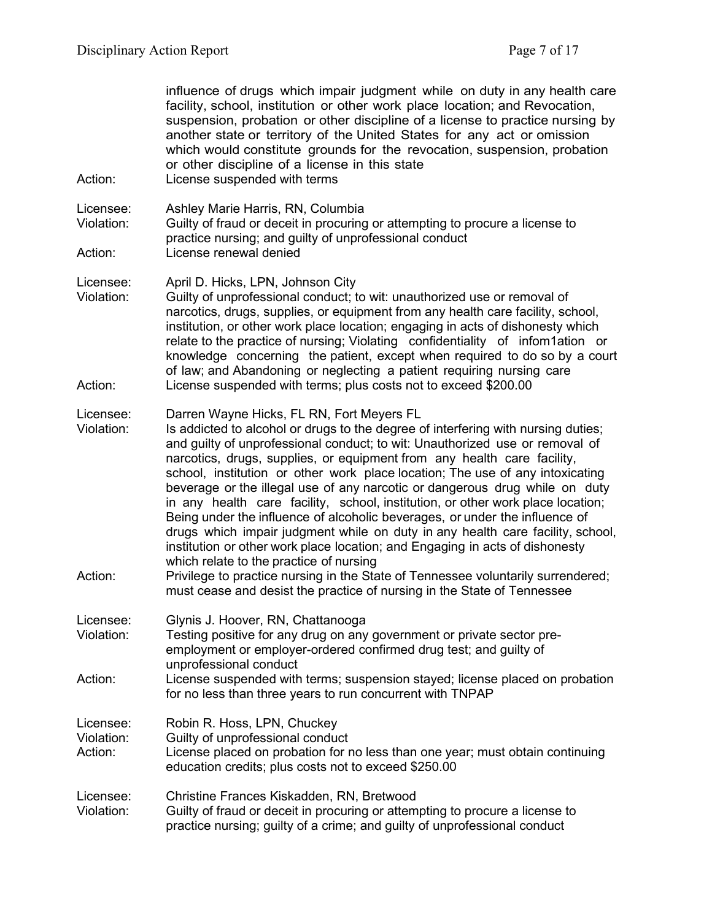influence of drugs which impair judgment while on duty in any health care facility, school, institution or other work place location; and Revocation, suspension, probation or other discipline of a license to practice nursing by another state or territory of the United States for any act or omission which would constitute grounds for the revocation, suspension, probation or other discipline of a license in this state

Action: License suspended with terms

Licensee: Ashley Marie Harris, RN, Columbia
Violation: Guilty of fraud or deceit in procuring or attempting to procure a license to practice nursing; and guilty of unprofessional conduct
Action: License renewal denied

Licensee: April D. Hicks, LPN, Johnson City
Violation: Guilty of unprofessional conduct; to wit: unauthorized use or removal of narcotics, drugs, supplies, or equipment from any health care facility, school, institution, or other work place location; engaging in acts of dishonesty which relate to the practice of nursing; Violating confidentiality of infom1ation or knowledge concerning the patient, except when required to do so by a court of law; and Abandoning or neglecting a patient requiring nursing care
Action: License suspended with terms; plus costs not to exceed $200.00

Licensee: Darren Wayne Hicks, FL RN, Fort Meyers FL
Violation: Is addicted to alcohol or drugs to the degree of interfering with nursing duties; and guilty of unprofessional conduct; to wit: Unauthorized use or removal of narcotics, drugs, supplies, or equipment from any health care facility, school, institution or other work place location; The use of any intoxicating beverage or the illegal use of any narcotic or dangerous drug while on duty in any health care facility, school, institution, or other work place location; Being under the influence of alcoholic beverages, or under the influence of drugs which impair judgment while on duty in any health care facility, school, institution or other work place location; and Engaging in acts of dishonesty which relate to the practice of nursing
Action: Privilege to practice nursing in the State of Tennessee voluntarily surrendered; must cease and desist the practice of nursing in the State of Tennessee

Licensee: Glynis J. Hoover, RN, Chattanooga
Violation: Testing positive for any drug on any government or private sector pre-employment or employer-ordered confirmed drug test; and guilty of unprofessional conduct
Action: License suspended with terms; suspension stayed; license placed on probation for no less than three years to run concurrent with TNPAP

Licensee: Robin R. Hoss, LPN, Chuckey
Violation: Guilty of unprofessional conduct
Action: License placed on probation for no less than one year; must obtain continuing education credits; plus costs not to exceed $250.00

Licensee: Christine Frances Kiskadden, RN, Bretwood
Violation: Guilty of fraud or deceit in procuring or attempting to procure a license to practice nursing; guilty of a crime; and guilty of unprofessional conduct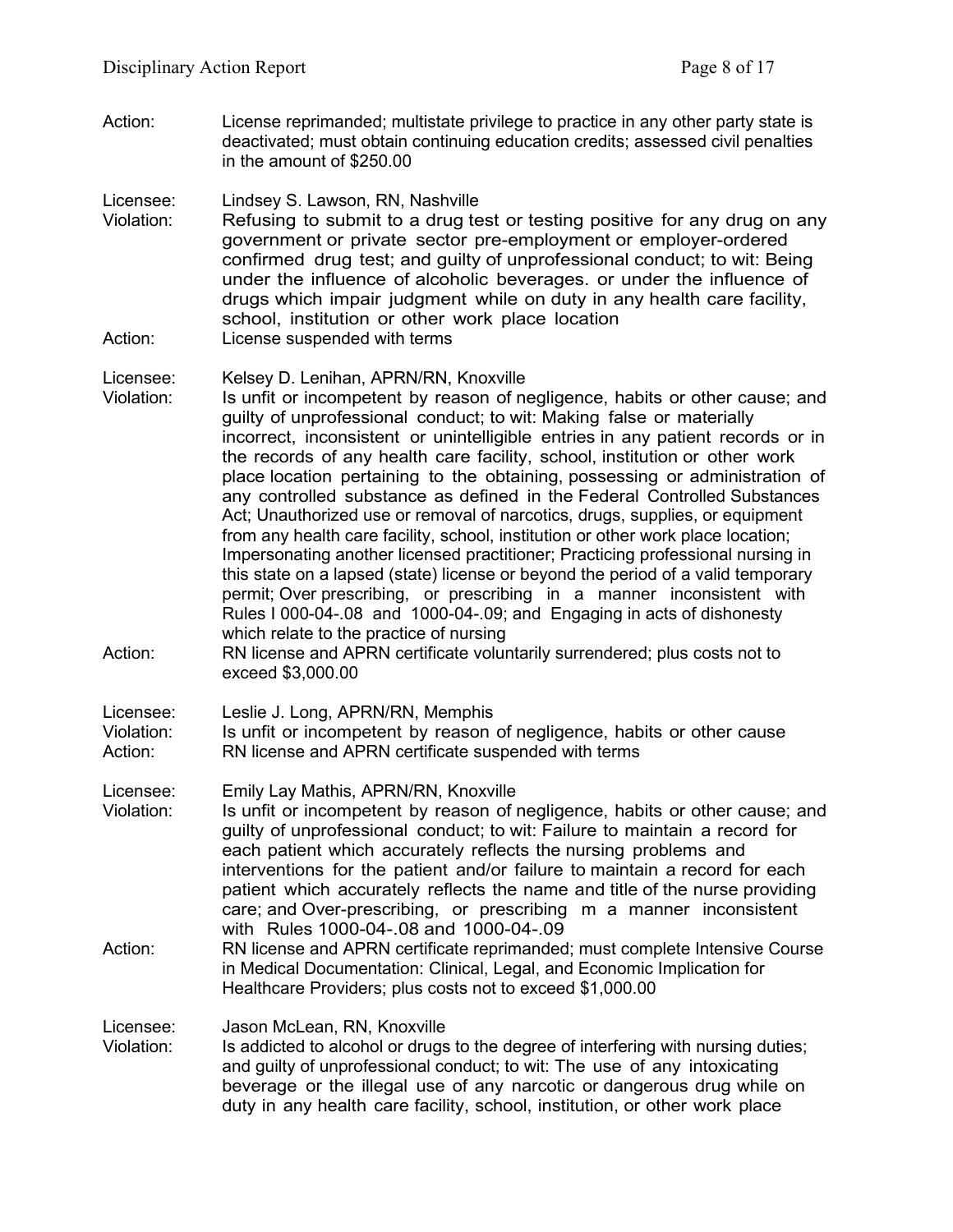Action: License reprimanded; multistate privilege to practice in any other party state is deactivated; must obtain continuing education credits; assessed civil penalties in the amount of $250.00

Licensee: Lindsey S. Lawson, RN, Nashville
Violation: Refusing to submit to a drug test or testing positive for any drug on any government or private sector pre-employment or employer-ordered confirmed drug test; and guilty of unprofessional conduct; to wit: Being under the influence of alcoholic beverages. or under the influence of drugs which impair judgment while on duty in any health care facility, school, institution or other work place location
Action: License suspended with terms

Licensee: Kelsey D. Lenihan, APRN/RN, Knoxville
Violation: Is unfit or incompetent by reason of negligence, habits or other cause; and guilty of unprofessional conduct; to wit: Making false or materially incorrect, inconsistent or unintelligible entries in any patient records or in the records of any health care facility, school, institution or other work place location pertaining to the obtaining, possessing or administration of any controlled substance as defined in the Federal Controlled Substances Act; Unauthorized use or removal of narcotics, drugs, supplies, or equipment from any health care facility, school, institution or other work place location; Impersonating another licensed practitioner; Practicing professional nursing in this state on a lapsed (state) license or beyond the period of a valid temporary permit; Over prescribing, or prescribing in a manner inconsistent with Rules I 000-04-.08 and 1000-04-.09; and Engaging in acts of dishonesty which relate to the practice of nursing
Action: RN license and APRN certificate voluntarily surrendered; plus costs not to exceed $3,000.00

Licensee: Leslie J. Long, APRN/RN, Memphis
Violation: Is unfit or incompetent by reason of negligence, habits or other cause
Action: RN license and APRN certificate suspended with terms

Licensee: Emily Lay Mathis, APRN/RN, Knoxville
Violation: Is unfit or incompetent by reason of negligence, habits or other cause; and guilty of unprofessional conduct; to wit: Failure to maintain a record for each patient which accurately reflects the nursing problems and interventions for the patient and/or failure to maintain a record for each patient which accurately reflects the name and title of the nurse providing care; and Over-prescribing, or prescribing m a manner inconsistent with Rules 1000-04-.08 and 1000-04-.09
Action: RN license and APRN certificate reprimanded; must complete Intensive Course in Medical Documentation: Clinical, Legal, and Economic Implication for Healthcare Providers; plus costs not to exceed $1,000.00

Licensee: Jason McLean, RN, Knoxville
Violation: Is addicted to alcohol or drugs to the degree of interfering with nursing duties; and guilty of unprofessional conduct; to wit: The use of any intoxicating beverage or the illegal use of any narcotic or dangerous drug while on duty in any health care facility, school, institution, or other work place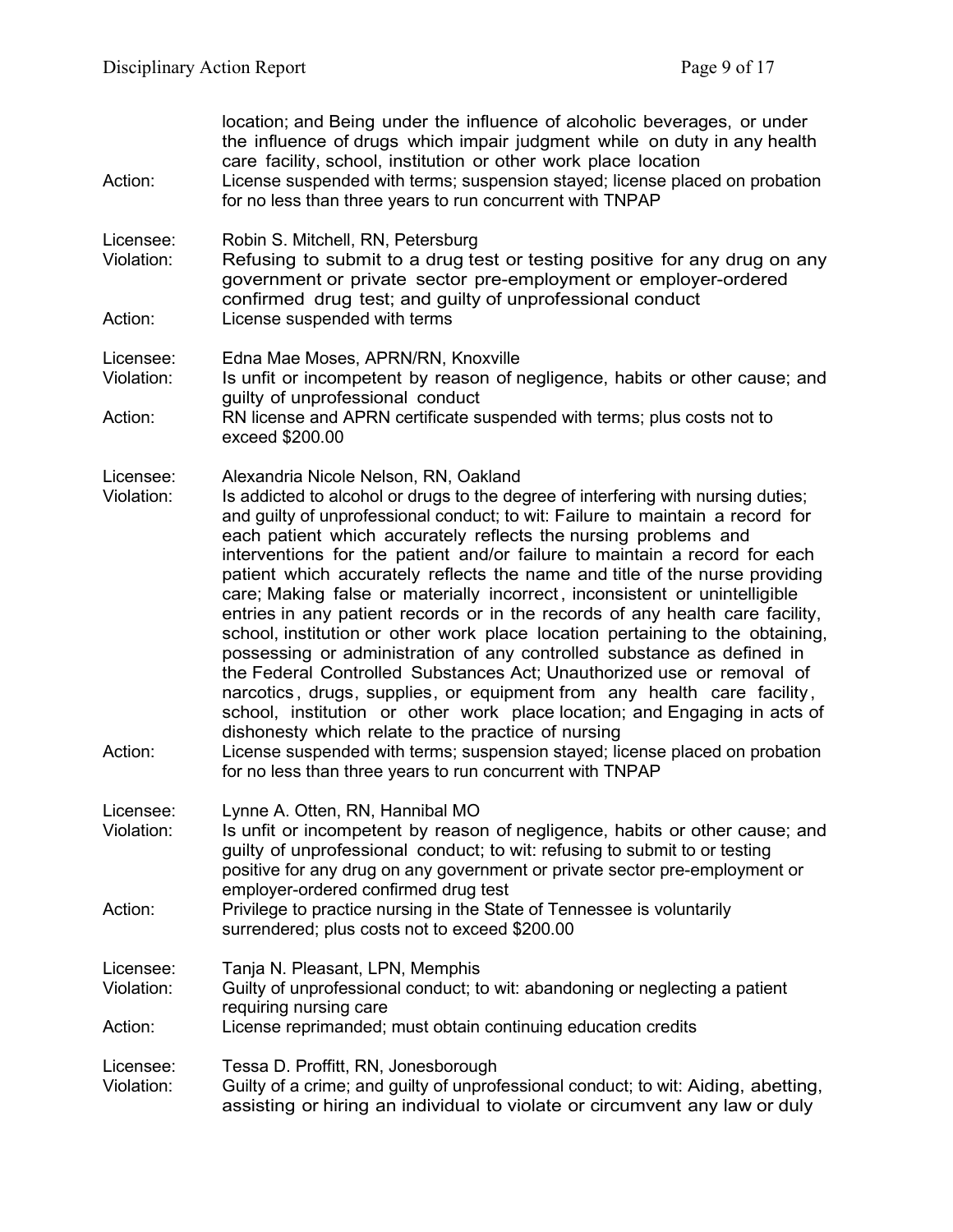location; and Being under the influence of alcoholic beverages, or under the influence of drugs which impair judgment while on duty in any health care facility, school, institution or other work place location

Action: License suspended with terms; suspension stayed; license placed on probation for no less than three years to run concurrent with TNPAP

Licensee: Robin S. Mitchell, RN, Petersburg
Violation: Refusing to submit to a drug test or testing positive for any drug on any government or private sector pre-employment or employer-ordered confirmed drug test; and guilty of unprofessional conduct
Action: License suspended with terms

Licensee: Edna Mae Moses, APRN/RN, Knoxville
Violation: Is unfit or incompetent by reason of negligence, habits or other cause; and guilty of unprofessional conduct
Action: RN license and APRN certificate suspended with terms; plus costs not to exceed $200.00

Licensee: Alexandria Nicole Nelson, RN, Oakland
Violation: Is addicted to alcohol or drugs to the degree of interfering with nursing duties; and guilty of unprofessional conduct; to wit: Failure to maintain a record for each patient which accurately reflects the nursing problems and interventions for the patient and/or failure to maintain a record for each patient which accurately reflects the name and title of the nurse providing care; Making false or materially incorrect, inconsistent or unintelligible entries in any patient records or in the records of any health care facility, school, institution or other work place location pertaining to the obtaining, possessing or administration of any controlled substance as defined in the Federal Controlled Substances Act; Unauthorized use or removal of narcotics, drugs, supplies, or equipment from any health care facility, school, institution or other work place location; and Engaging in acts of dishonesty which relate to the practice of nursing
Action: License suspended with terms; suspension stayed; license placed on probation for no less than three years to run concurrent with TNPAP

Licensee: Lynne A. Otten, RN, Hannibal MO
Violation: Is unfit or incompetent by reason of negligence, habits or other cause; and guilty of unprofessional conduct; to wit: refusing to submit to or testing positive for any drug on any government or private sector pre-employment or employer-ordered confirmed drug test
Action: Privilege to practice nursing in the State of Tennessee is voluntarily surrendered; plus costs not to exceed $200.00

Licensee: Tanja N. Pleasant, LPN, Memphis
Violation: Guilty of unprofessional conduct; to wit: abandoning or neglecting a patient requiring nursing care
Action: License reprimanded; must obtain continuing education credits

Licensee: Tessa D. Proffitt, RN, Jonesborough
Violation: Guilty of a crime; and guilty of unprofessional conduct; to wit: Aiding, abetting, assisting or hiring an individual to violate or circumvent any law or duly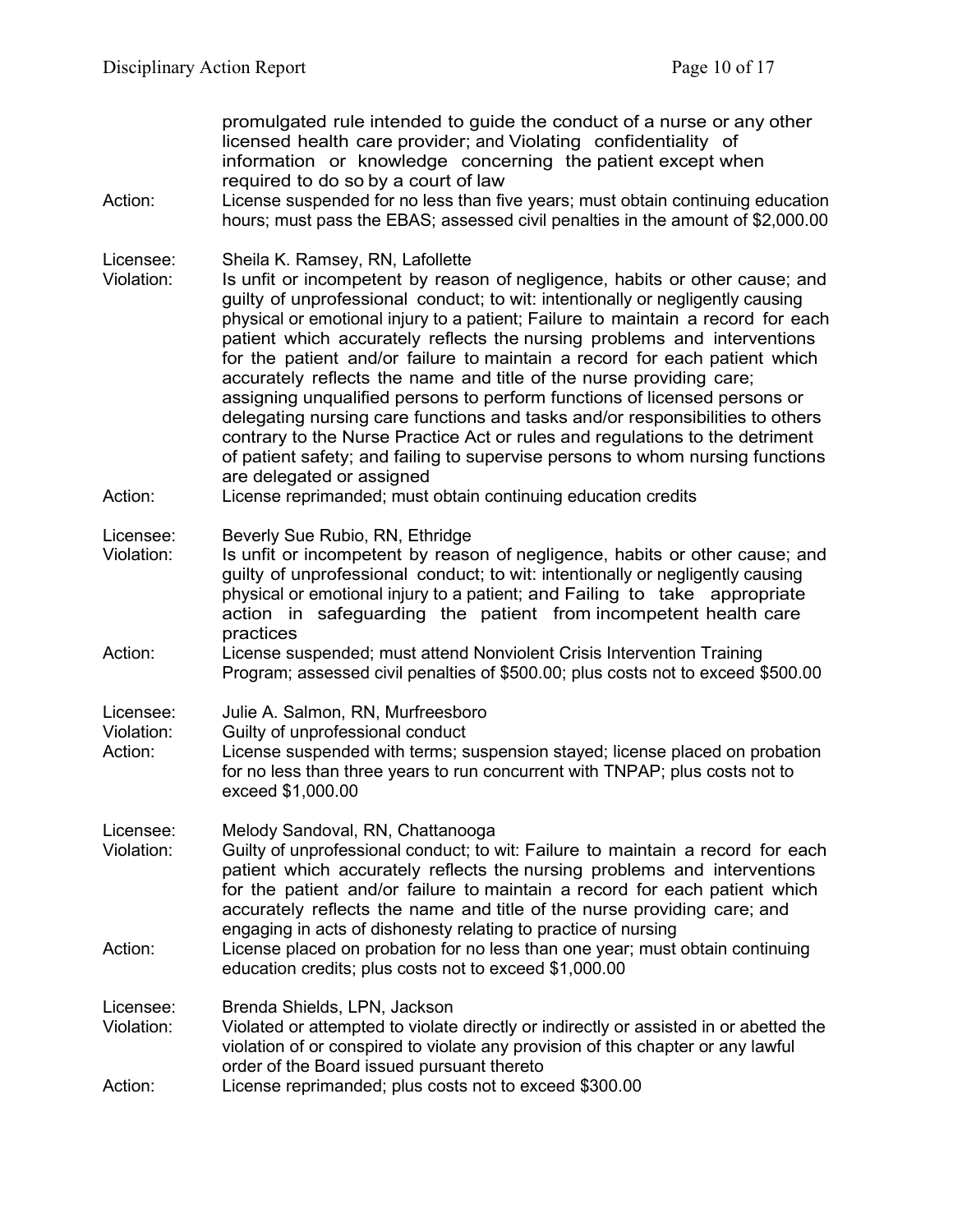promulgated rule intended to guide the conduct of a nurse or any other licensed health care provider; and Violating confidentiality of information or knowledge concerning the patient except when required to do so by a court of law

Action: License suspended for no less than five years; must obtain continuing education hours; must pass the EBAS; assessed civil penalties in the amount of $2,000.00

Licensee: Sheila K. Ramsey, RN, Lafollette

Violation: Is unfit or incompetent by reason of negligence, habits or other cause; and guilty of unprofessional conduct; to wit: intentionally or negligently causing physical or emotional injury to a patient; Failure to maintain a record for each patient which accurately reflects the nursing problems and interventions for the patient and/or failure to maintain a record for each patient which accurately reflects the name and title of the nurse providing care; assigning unqualified persons to perform functions of licensed persons or delegating nursing care functions and tasks and/or responsibilities to others contrary to the Nurse Practice Act or rules and regulations to the detriment of patient safety; and failing to supervise persons to whom nursing functions are delegated or assigned

Action: License reprimanded; must obtain continuing education credits

Licensee: Beverly Sue Rubio, RN, Ethridge

Violation: Is unfit or incompetent by reason of negligence, habits or other cause; and guilty of unprofessional conduct; to wit: intentionally or negligently causing physical or emotional injury to a patient; and Failing to take appropriate action in safeguarding the patient from incompetent health care practices

Action: License suspended; must attend Nonviolent Crisis Intervention Training Program; assessed civil penalties of $500.00; plus costs not to exceed $500.00

Licensee: Julie A. Salmon, RN, Murfreesboro

Violation: Guilty of unprofessional conduct

Action: License suspended with terms; suspension stayed; license placed on probation for no less than three years to run concurrent with TNPAP; plus costs not to exceed $1,000.00

Licensee: Melody Sandoval, RN, Chattanooga

Violation: Guilty of unprofessional conduct; to wit: Failure to maintain a record for each patient which accurately reflects the nursing problems and interventions for the patient and/or failure to maintain a record for each patient which accurately reflects the name and title of the nurse providing care; and engaging in acts of dishonesty relating to practice of nursing

Action: License placed on probation for no less than one year; must obtain continuing education credits; plus costs not to exceed $1,000.00

Licensee: Brenda Shields, LPN, Jackson

Violation: Violated or attempted to violate directly or indirectly or assisted in or abetted the violation of or conspired to violate any provision of this chapter or any lawful order of the Board issued pursuant thereto

Action: License reprimanded; plus costs not to exceed $300.00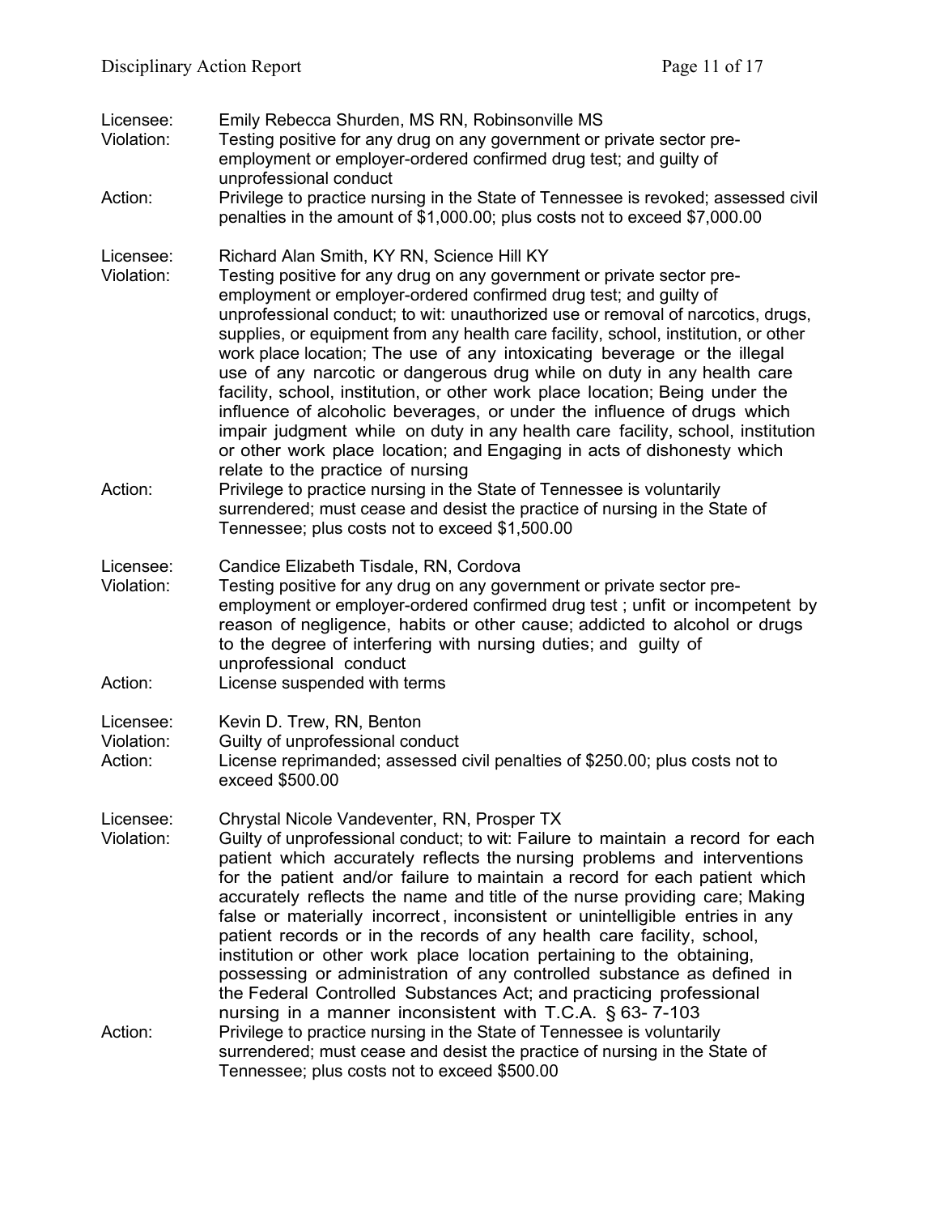Licensee: Emily Rebecca Shurden, MS RN, Robinsonville MS
Violation: Testing positive for any drug on any government or private sector pre-employment or employer-ordered confirmed drug test; and guilty of unprofessional conduct
Action: Privilege to practice nursing in the State of Tennessee is revoked; assessed civil penalties in the amount of $1,000.00; plus costs not to exceed $7,000.00

Licensee: Richard Alan Smith, KY RN, Science Hill KY
Violation: Testing positive for any drug on any government or private sector pre-employment or employer-ordered confirmed drug test; and guilty of unprofessional conduct; to wit: unauthorized use or removal of narcotics, drugs, supplies, or equipment from any health care facility, school, institution, or other work place location; The use of any intoxicating beverage or the illegal use of any narcotic or dangerous drug while on duty in any health care facility, school, institution, or other work place location; Being under the influence of alcoholic beverages, or under the influence of drugs which impair judgment while on duty in any health care facility, school, institution or other work place location; and Engaging in acts of dishonesty which relate to the practice of nursing
Action: Privilege to practice nursing in the State of Tennessee is voluntarily surrendered; must cease and desist the practice of nursing in the State of Tennessee; plus costs not to exceed $1,500.00

Licensee: Candice Elizabeth Tisdale, RN, Cordova
Violation: Testing positive for any drug on any government or private sector pre-employment or employer-ordered confirmed drug test ; unfit or incompetent by reason of negligence, habits or other cause; addicted to alcohol or drugs to the degree of interfering with nursing duties; and guilty of unprofessional conduct
Action: License suspended with terms

Licensee: Kevin D. Trew, RN, Benton
Violation: Guilty of unprofessional conduct
Action: License reprimanded; assessed civil penalties of $250.00; plus costs not to exceed $500.00

Licensee: Chrystal Nicole Vandeventer, RN, Prosper TX
Violation: Guilty of unprofessional conduct; to wit: Failure to maintain a record for each patient which accurately reflects the nursing problems and interventions for the patient and/or failure to maintain a record for each patient which accurately reflects the name and title of the nurse providing care; Making false or materially incorrect, inconsistent or unintelligible entries in any patient records or in the records of any health care facility, school, institution or other work place location pertaining to the obtaining, possessing or administration of any controlled substance as defined in the Federal Controlled Substances Act; and practicing professional nursing in a manner inconsistent with T.C.A. § 63- 7-103
Action: Privilege to practice nursing in the State of Tennessee is voluntarily surrendered; must cease and desist the practice of nursing in the State of Tennessee; plus costs not to exceed $500.00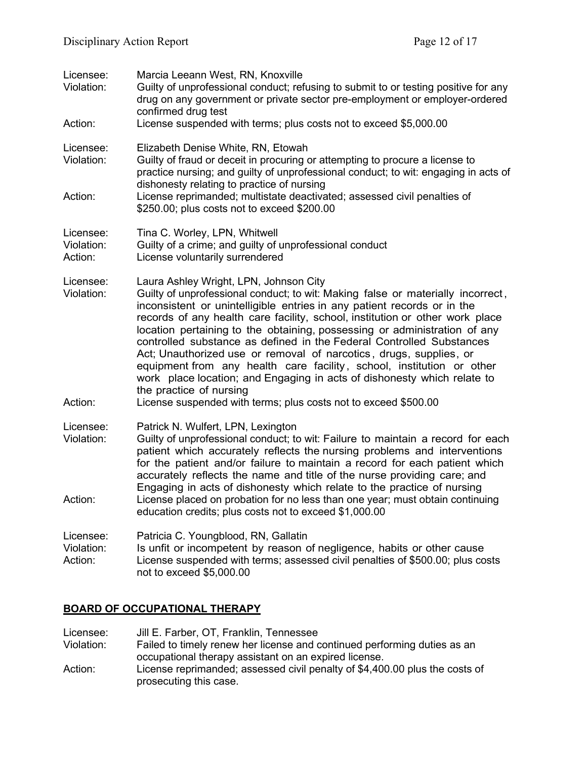Licensee: Marcia Leeann West, RN, Knoxville
Violation: Guilty of unprofessional conduct; refusing to submit to or testing positive for any drug on any government or private sector pre-employment or employer-ordered confirmed drug test
Action: License suspended with terms; plus costs not to exceed $5,000.00

Licensee: Elizabeth Denise White, RN, Etowah
Violation: Guilty of fraud or deceit in procuring or attempting to procure a license to practice nursing; and guilty of unprofessional conduct; to wit: engaging in acts of dishonesty relating to practice of nursing
Action: License reprimanded; multistate deactivated; assessed civil penalties of $250.00; plus costs not to exceed $200.00

Licensee: Tina C. Worley, LPN, Whitwell
Violation: Guilty of a crime; and guilty of unprofessional conduct
Action: License voluntarily surrendered

Licensee: Laura Ashley Wright, LPN, Johnson City
Violation: Guilty of unprofessional conduct; to wit: Making false or materially incorrect, inconsistent or unintelligible entries in any patient records or in the records of any health care facility, school, institution or other work place location pertaining to the obtaining, possessing or administration of any controlled substance as defined in the Federal Controlled Substances Act; Unauthorized use or removal of narcotics, drugs, supplies, or equipment from any health care facility, school, institution or other work place location; and Engaging in acts of dishonesty which relate to the practice of nursing
Action: License suspended with terms; plus costs not to exceed $500.00

Licensee: Patrick N. Wulfert, LPN, Lexington
Violation: Guilty of unprofessional conduct; to wit: Failure to maintain a record for each patient which accurately reflects the nursing problems and interventions for the patient and/or failure to maintain a record for each patient which accurately reflects the name and title of the nurse providing care; and Engaging in acts of dishonesty which relate to the practice of nursing
Action: License placed on probation for no less than one year; must obtain continuing education credits; plus costs not to exceed $1,000.00

Licensee: Patricia C. Youngblood, RN, Gallatin
Violation: Is unfit or incompetent by reason of negligence, habits or other cause
Action: License suspended with terms; assessed civil penalties of $500.00; plus costs not to exceed $5,000.00

## BOARD OF OCCUPATIONAL THERAPY

Licensee: Jill E. Farber, OT, Franklin, Tennessee
Violation: Failed to timely renew her license and continued performing duties as an occupational therapy assistant on an expired license.
Action: License reprimanded; assessed civil penalty of $4,400.00 plus the costs of prosecuting this case.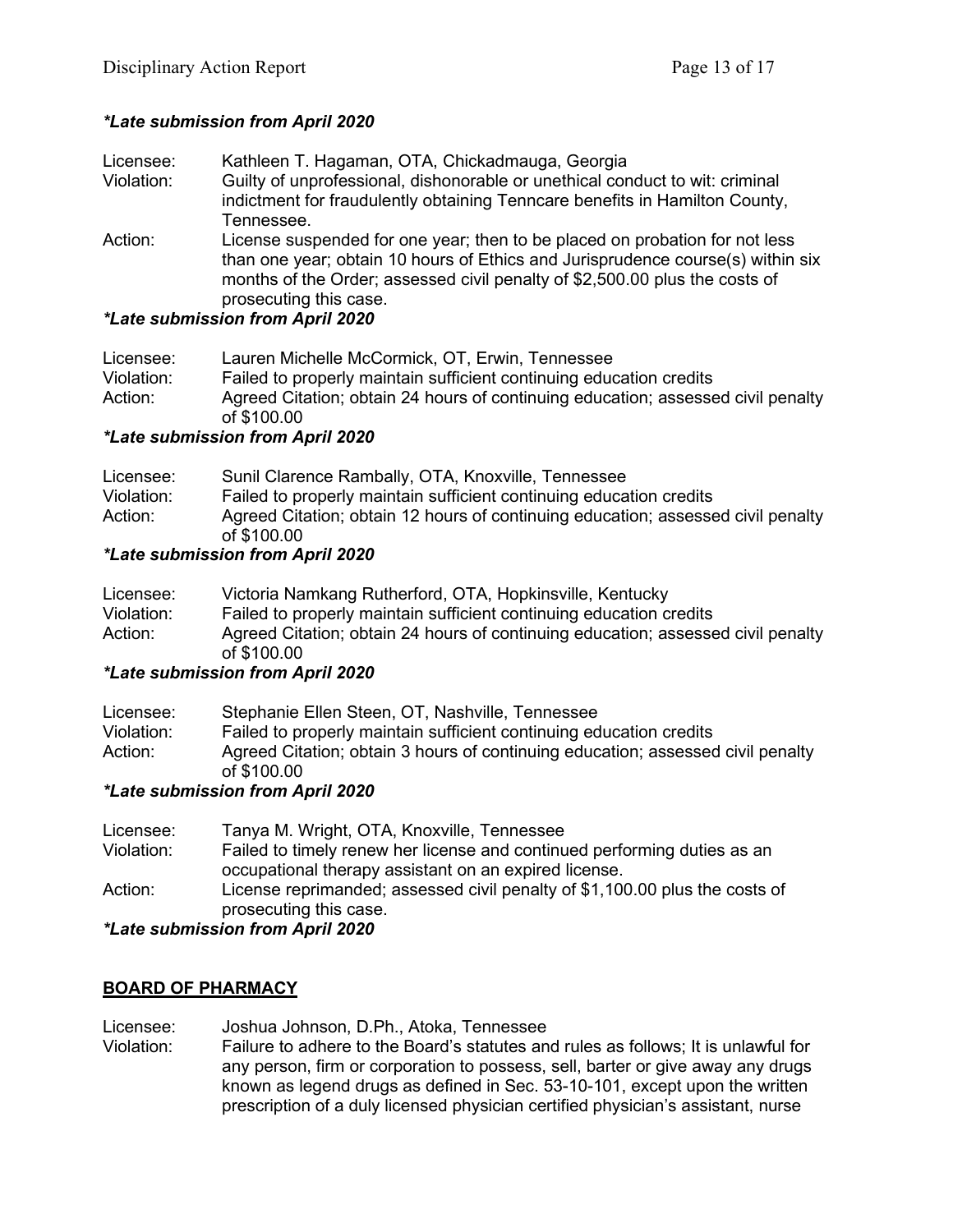***Late submission from April 2020***

Licensee: Kathleen T. Hagaman, OTA, Chickadmauga, Georgia
Violation: Guilty of unprofessional, dishonorable or unethical conduct to wit: criminal indictment for fraudulently obtaining Tenncare benefits in Hamilton County, Tennessee.
Action: License suspended for one year; then to be placed on probation for not less than one year; obtain 10 hours of Ethics and Jurisprudence course(s) within six months of the Order; assessed civil penalty of $2,500.00 plus the costs of prosecuting this case.

***Late submission from April 2020***

Licensee: Lauren Michelle McCormick, OT, Erwin, Tennessee
Violation: Failed to properly maintain sufficient continuing education credits
Action: Agreed Citation; obtain 24 hours of continuing education; assessed civil penalty of $100.00

***Late submission from April 2020***

Licensee: Sunil Clarence Rambally, OTA, Knoxville, Tennessee
Violation: Failed to properly maintain sufficient continuing education credits
Action: Agreed Citation; obtain 12 hours of continuing education; assessed civil penalty of $100.00

***Late submission from April 2020***

Licensee: Victoria Namkang Rutherford, OTA, Hopkinsville, Kentucky
Violation: Failed to properly maintain sufficient continuing education credits
Action: Agreed Citation; obtain 24 hours of continuing education; assessed civil penalty of $100.00

***Late submission from April 2020***

Licensee: Stephanie Ellen Steen, OT, Nashville, Tennessee
Violation: Failed to properly maintain sufficient continuing education credits
Action: Agreed Citation; obtain 3 hours of continuing education; assessed civil penalty of $100.00

***Late submission from April 2020***

Licensee: Tanya M. Wright, OTA, Knoxville, Tennessee
Violation: Failed to timely renew her license and continued performing duties as an occupational therapy assistant on an expired license.
Action: License reprimanded; assessed civil penalty of $1,100.00 plus the costs of prosecuting this case.

***Late submission from April 2020***

## BOARD OF PHARMACY

Licensee: Joshua Johnson, D.Ph., Atoka, Tennessee
Violation: Failure to adhere to the Board's statutes and rules as follows; It is unlawful for any person, firm or corporation to possess, sell, barter or give away any drugs known as legend drugs as defined in Sec. 53-10-101, except upon the written prescription of a duly licensed physician certified physician's assistant, nurse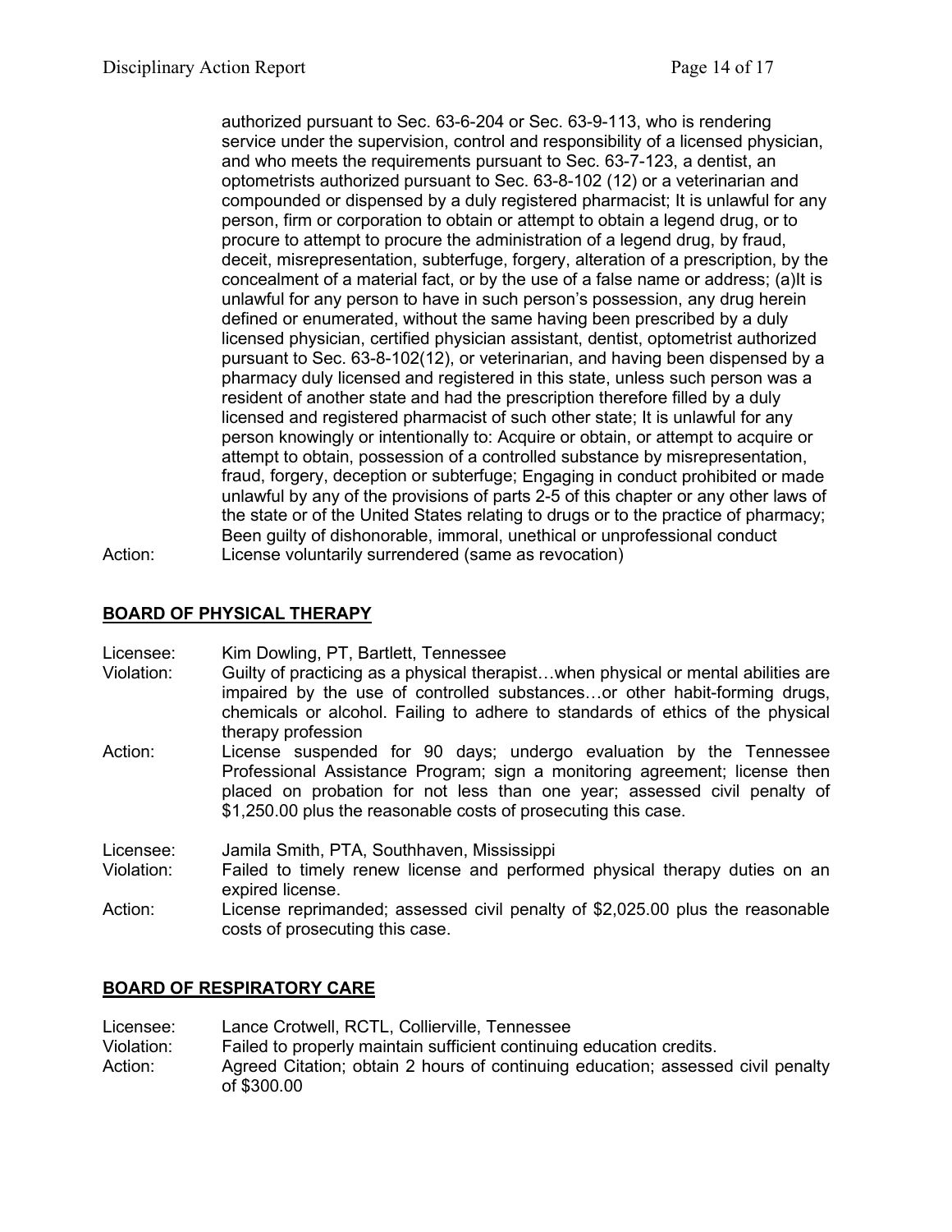authorized pursuant to Sec. 63-6-204 or Sec. 63-9-113, who is rendering service under the supervision, control and responsibility of a licensed physician, and who meets the requirements pursuant to Sec. 63-7-123, a dentist, an optometrists authorized pursuant to Sec. 63-8-102 (12) or a veterinarian and compounded or dispensed by a duly registered pharmacist; It is unlawful for any person, firm or corporation to obtain or attempt to obtain a legend drug, or to procure to attempt to procure the administration of a legend drug, by fraud, deceit, misrepresentation, subterfuge, forgery, alteration of a prescription, by the concealment of a material fact, or by the use of a false name or address; (a)It is unlawful for any person to have in such person's possession, any drug herein defined or enumerated, without the same having been prescribed by a duly licensed physician, certified physician assistant, dentist, optometrist authorized pursuant to Sec. 63-8-102(12), or veterinarian, and having been dispensed by a pharmacy duly licensed and registered in this state, unless such person was a resident of another state and had the prescription therefore filled by a duly licensed and registered pharmacist of such other state; It is unlawful for any person knowingly or intentionally to: Acquire or obtain, or attempt to acquire or attempt to obtain, possession of a controlled substance by misrepresentation, fraud, forgery, deception or subterfuge; Engaging in conduct prohibited or made unlawful by any of the provisions of parts 2-5 of this chapter or any other laws of the state or of the United States relating to drugs or to the practice of pharmacy; Been guilty of dishonorable, immoral, unethical or unprofessional conduct

Action: License voluntarily surrendered (same as revocation)

## BOARD OF PHYSICAL THERAPY

Licensee: Kim Dowling, PT, Bartlett, Tennessee

Violation: Guilty of practicing as a physical therapist…when physical or mental abilities are impaired by the use of controlled substances…or other habit-forming drugs, chemicals or alcohol. Failing to adhere to standards of ethics of the physical therapy profession

Action: License suspended for 90 days; undergo evaluation by the Tennessee Professional Assistance Program; sign a monitoring agreement; license then placed on probation for not less than one year; assessed civil penalty of $1,250.00 plus the reasonable costs of prosecuting this case.

Licensee: Jamila Smith, PTA, Southhaven, Mississippi

Violation: Failed to timely renew license and performed physical therapy duties on an expired license.

Action: License reprimanded; assessed civil penalty of $2,025.00 plus the reasonable costs of prosecuting this case.

## BOARD OF RESPIRATORY CARE

Licensee: Lance Crotwell, RCTL, Collierville, Tennessee

Violation: Failed to properly maintain sufficient continuing education credits.

Action: Agreed Citation; obtain 2 hours of continuing education; assessed civil penalty of $300.00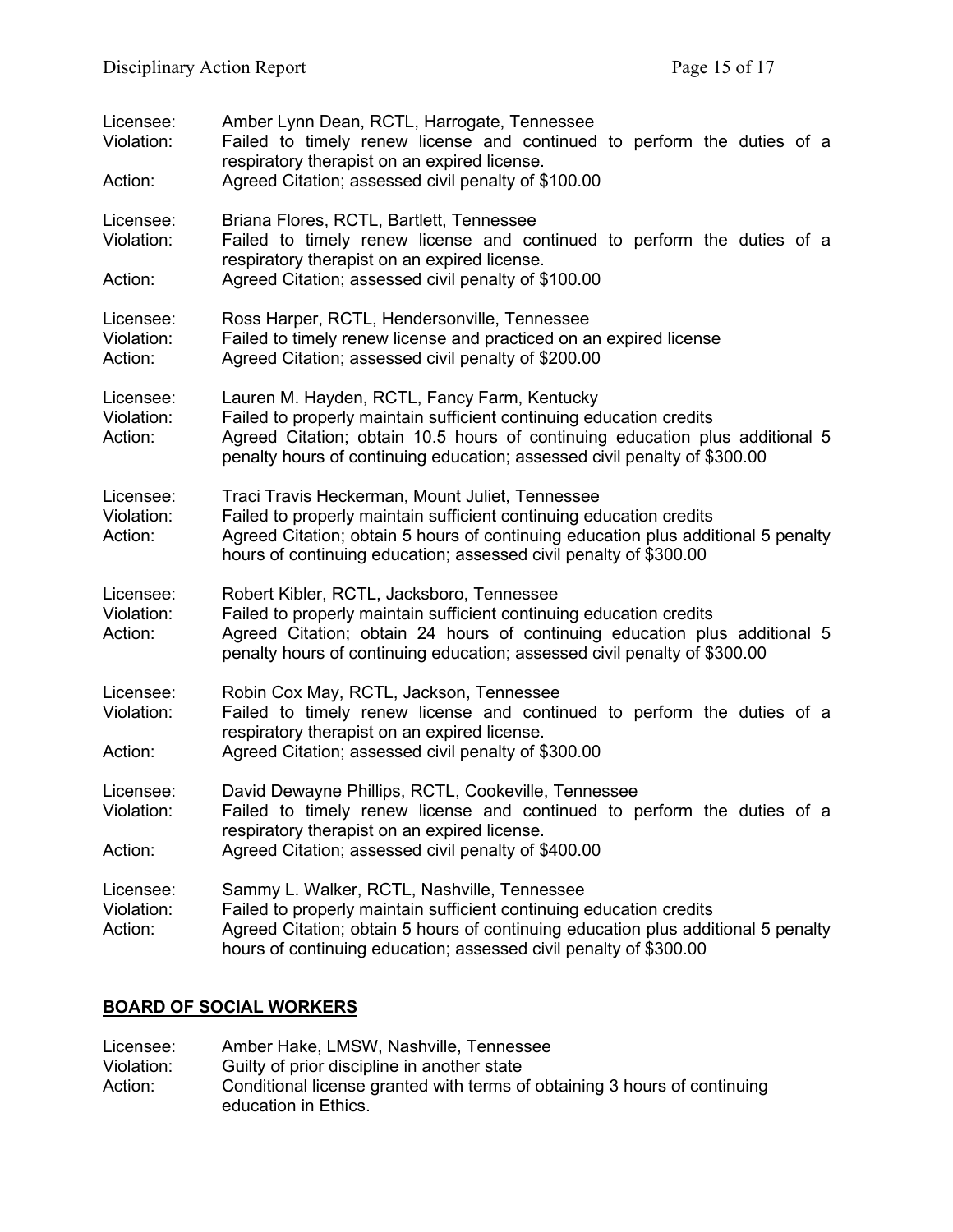Licensee: Amber Lynn Dean, RCTL, Harrogate, Tennessee
Violation: Failed to timely renew license and continued to perform the duties of a respiratory therapist on an expired license.
Action: Agreed Citation; assessed civil penalty of $100.00

Licensee: Briana Flores, RCTL, Bartlett, Tennessee
Violation: Failed to timely renew license and continued to perform the duties of a respiratory therapist on an expired license.
Action: Agreed Citation; assessed civil penalty of $100.00

Licensee: Ross Harper, RCTL, Hendersonville, Tennessee
Violation: Failed to timely renew license and practiced on an expired license
Action: Agreed Citation; assessed civil penalty of $200.00

Licensee: Lauren M. Hayden, RCTL, Fancy Farm, Kentucky
Violation: Failed to properly maintain sufficient continuing education credits
Action: Agreed Citation; obtain 10.5 hours of continuing education plus additional 5 penalty hours of continuing education; assessed civil penalty of $300.00

Licensee: Traci Travis Heckerman, Mount Juliet, Tennessee
Violation: Failed to properly maintain sufficient continuing education credits
Action: Agreed Citation; obtain 5 hours of continuing education plus additional 5 penalty hours of continuing education; assessed civil penalty of $300.00

Licensee: Robert Kibler, RCTL, Jacksboro, Tennessee
Violation: Failed to properly maintain sufficient continuing education credits
Action: Agreed Citation; obtain 24 hours of continuing education plus additional 5 penalty hours of continuing education; assessed civil penalty of $300.00

Licensee: Robin Cox May, RCTL, Jackson, Tennessee
Violation: Failed to timely renew license and continued to perform the duties of a respiratory therapist on an expired license.
Action: Agreed Citation; assessed civil penalty of $300.00

Licensee: David Dewayne Phillips, RCTL, Cookeville, Tennessee
Violation: Failed to timely renew license and continued to perform the duties of a respiratory therapist on an expired license.
Action: Agreed Citation; assessed civil penalty of $400.00

Licensee: Sammy L. Walker, RCTL, Nashville, Tennessee
Violation: Failed to properly maintain sufficient continuing education credits
Action: Agreed Citation; obtain 5 hours of continuing education plus additional 5 penalty hours of continuing education; assessed civil penalty of $300.00

## BOARD OF SOCIAL WORKERS

Licensee: Amber Hake, LMSW, Nashville, Tennessee
Violation: Guilty of prior discipline in another state
Action: Conditional license granted with terms of obtaining 3 hours of continuing education in Ethics.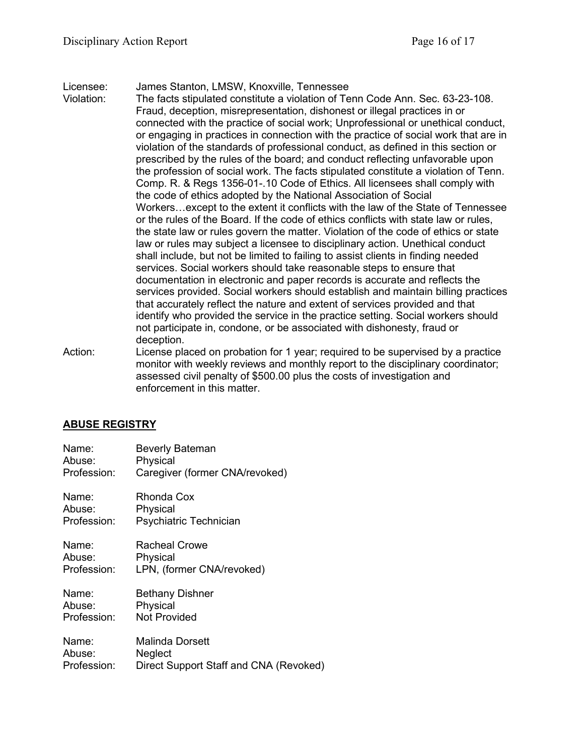Licensee: James Stanton, LMSW, Knoxville, Tennessee

Violation: The facts stipulated constitute a violation of Tenn Code Ann. Sec. 63-23-108. Fraud, deception, misrepresentation, dishonest or illegal practices in or connected with the practice of social work; Unprofessional or unethical conduct, or engaging in practices in connection with the practice of social work that are in violation of the standards of professional conduct, as defined in this section or prescribed by the rules of the board; and conduct reflecting unfavorable upon the profession of social work. The facts stipulated constitute a violation of Tenn. Comp. R. & Regs 1356-01-.10 Code of Ethics. All licensees shall comply with the code of ethics adopted by the National Association of Social Workers…except to the extent it conflicts with the law of the State of Tennessee or the rules of the Board. If the code of ethics conflicts with state law or rules, the state law or rules govern the matter. Violation of the code of ethics or state law or rules may subject a licensee to disciplinary action. Unethical conduct shall include, but not be limited to failing to assist clients in finding needed services. Social workers should take reasonable steps to ensure that documentation in electronic and paper records is accurate and reflects the services provided. Social workers should establish and maintain billing practices that accurately reflect the nature and extent of services provided and that identify who provided the service in the practice setting. Social workers should not participate in, condone, or be associated with dishonesty, fraud or deception.

Action: License placed on probation for 1 year; required to be supervised by a practice monitor with weekly reviews and monthly report to the disciplinary coordinator; assessed civil penalty of $500.00 plus the costs of investigation and enforcement in this matter.

## ABUSE REGISTRY

Name: Beverly Bateman
Abuse: Physical
Profession: Caregiver (former CNA/revoked)

Name: Rhonda Cox
Abuse: Physical
Profession: Psychiatric Technician

Name: Racheal Crowe
Abuse: Physical
Profession: LPN, (former CNA/revoked)

Name: Bethany Dishner
Abuse: Physical
Profession: Not Provided

Name: Malinda Dorsett
Abuse: Neglect
Profession: Direct Support Staff and CNA (Revoked)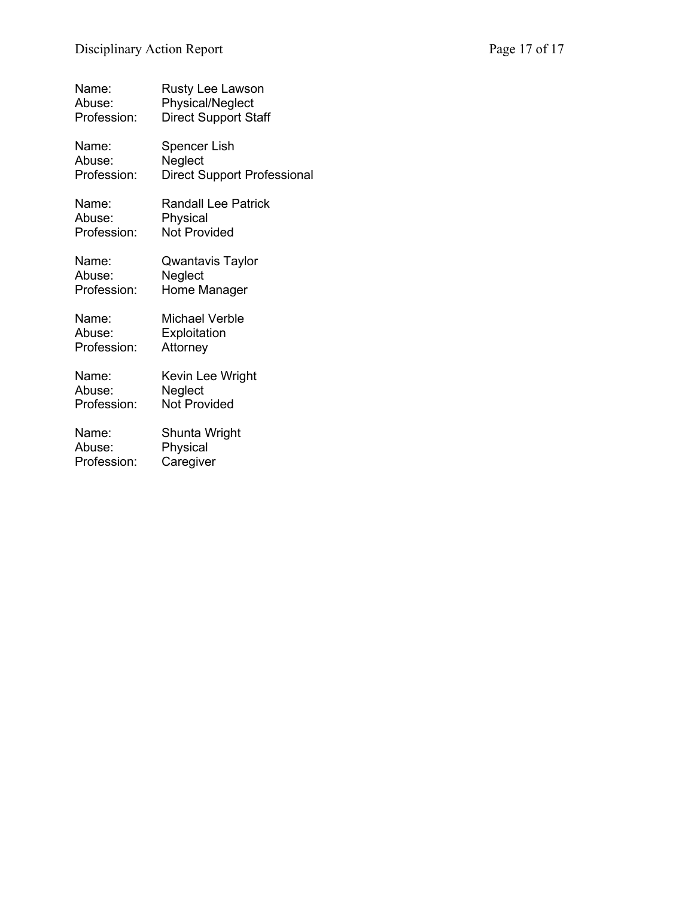Name: Rusty Lee Lawson
Abuse: Physical/Neglect
Profession: Direct Support Staff

Name: Spencer Lish
Abuse: Neglect
Profession: Direct Support Professional

Name: Randall Lee Patrick
Abuse: Physical
Profession: Not Provided

Name: Qwantavis Taylor
Abuse: Neglect
Profession: Home Manager

Name: Michael Verble
Abuse: Exploitation
Profession: Attorney

Name: Kevin Lee Wright
Abuse: Neglect
Profession: Not Provided

Name: Shunta Wright
Abuse: Physical
Profession: Caregiver